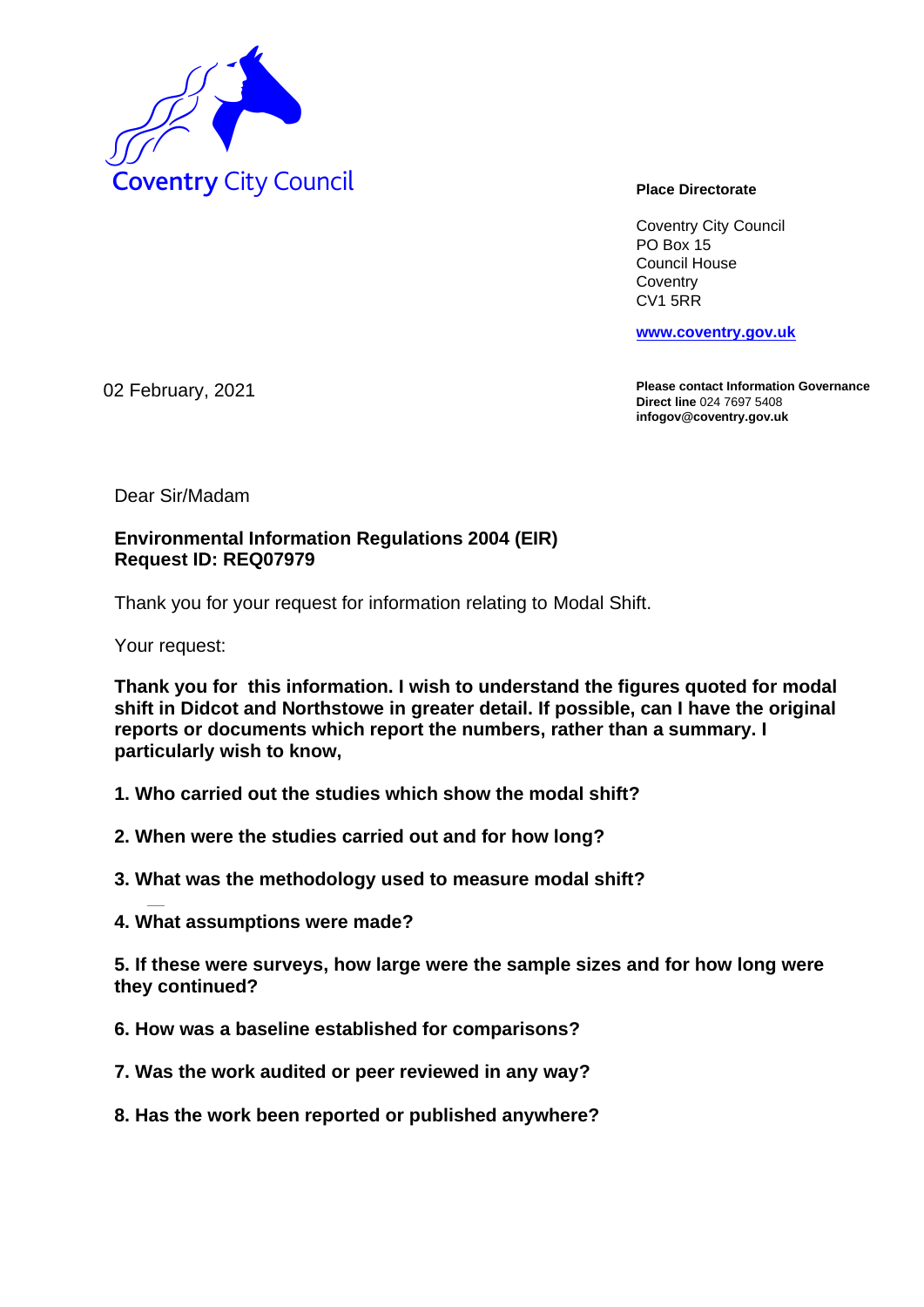Coventry City Council

**Place Directorate**

Coventry City Council
PO Box 15
Council House
Coventry
CV1 5RR

**www.coventry.gov.uk**

02 February, 2021

**Please contact Information Governance**
**Direct line** 024 7697 5408
**infogov@coventry.gov.uk**

Dear Sir/Madam

**Environmental Information Regulations 2004 (EIR)**
**Request ID: REQ07979**

Thank you for your request for information relating to Modal Shift.

Your request:

**Thank you for this information. I wish to understand the figures quoted for modal shift in Didcot and Northstowe in greater detail. If possible, can I have the original reports or documents which report the numbers, rather than a summary. I particularly wish to know,**

**1. Who carried out the studies which show the modal shift?**

**2. When were the studies carried out and for how long?**

**3. What was the methodology used to measure modal shift?**

**4. What assumptions were made?**

**5. If these were surveys, how large were the sample sizes and for how long were they continued?**

**6. How was a baseline established for comparisons?**

**7. Was the work audited or peer reviewed in any way?**

**8. Has the work been reported or published anywhere?**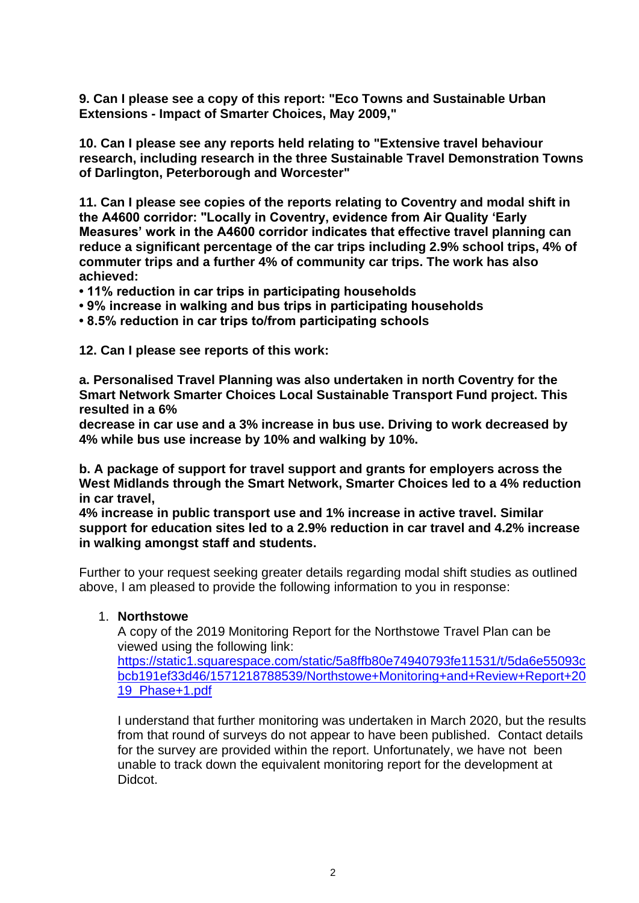**9. Can I please see a copy of this report: "Eco Towns and Sustainable Urban Extensions - Impact of Smarter Choices, May 2009,"**

**10. Can I please see any reports held relating to "Extensive travel behaviour research, including research in the three Sustainable Travel Demonstration Towns of Darlington, Peterborough and Worcester"**

**11. Can I please see copies of the reports relating to Coventry and modal shift in the A4600 corridor: "Locally in Coventry, evidence from Air Quality 'Early Measures' work in the A4600 corridor indicates that effective travel planning can reduce a significant percentage of the car trips including 2.9% school trips, 4% of commuter trips and a further 4% of community car trips. The work has also achieved:**

- **11% reduction in car trips in participating households**
- **9% increase in walking and bus trips in participating households**
- **8.5% reduction in car trips to/from participating schools**

**12. Can I please see reports of this work:**

**a. Personalised Travel Planning was also undertaken in north Coventry for the Smart Network Smarter Choices Local Sustainable Transport Fund project. This resulted in a 6%
decrease in car use and a 3% increase in bus use. Driving to work decreased by 4% while bus use increase by 10% and walking by 10%.**

**b. A package of support for travel support and grants for employers across the West Midlands through the Smart Network, Smarter Choices led to a 4% reduction in car travel,
4% increase in public transport use and 1% increase in active travel. Similar support for education sites led to a 2.9% reduction in car travel and 4.2% increase in walking amongst staff and students.**

Further to your request seeking greater details regarding modal shift studies as outlined above, I am pleased to provide the following information to you in response:

1. **Northstowe**

   A copy of the 2019 Monitoring Report for the Northstowe Travel Plan can be viewed using the following link:
   https://static1.squarespace.com/static/5a8ffb80e74940793fe11531/t/5da6e55093cbcb191ef33d46/1571218788539/Northstowe+Monitoring+and+Review+Report+2019_Phase+1.pdf

   I understand that further monitoring was undertaken in March 2020, but the results from that round of surveys do not appear to have been published. Contact details for the survey are provided within the report. Unfortunately, we have not been unable to track down the equivalent monitoring report for the development at Didcot.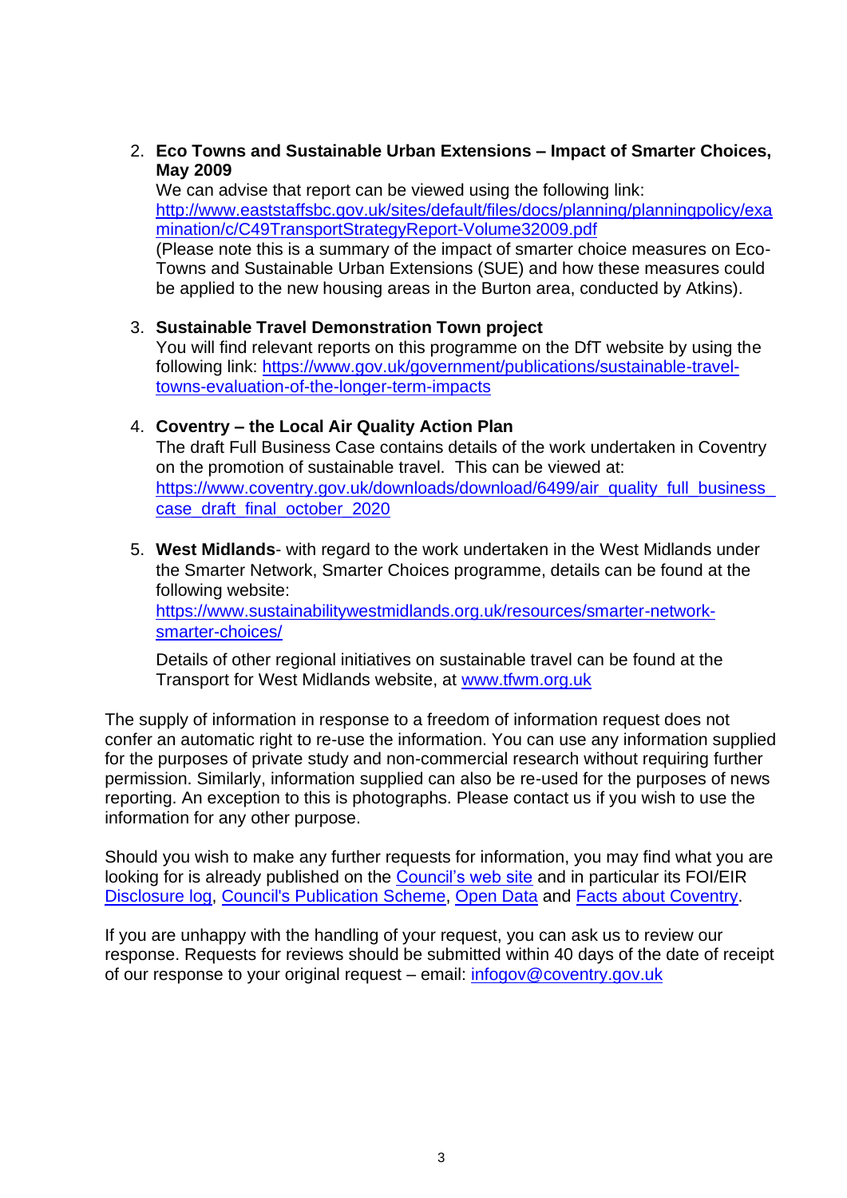2. **Eco Towns and Sustainable Urban Extensions – Impact of Smarter Choices, May 2009**
   We can advise that report can be viewed using the following link:
   http://www.eaststaffsbc.gov.uk/sites/default/files/docs/planning/planningpolicy/examination/c/C49TransportStrategyReport-Volume32009.pdf
   (Please note this is a summary of the impact of smarter choice measures on Eco-Towns and Sustainable Urban Extensions (SUE) and how these measures could be applied to the new housing areas in the Burton area, conducted by Atkins).

3. **Sustainable Travel Demonstration Town project**
   You will find relevant reports on this programme on the DfT website by using the following link: https://www.gov.uk/government/publications/sustainable-travel-towns-evaluation-of-the-longer-term-impacts

4. **Coventry – the Local Air Quality Action Plan**
   The draft Full Business Case contains details of the work undertaken in Coventry on the promotion of sustainable travel. This can be viewed at:
   https://www.coventry.gov.uk/downloads/download/6499/air_quality_full_business_case_draft_final_october_2020

5. **West Midlands**- with regard to the work undertaken in the West Midlands under the Smarter Network, Smarter Choices programme, details can be found at the following website:
   https://www.sustainabilitywestmidlands.org.uk/resources/smarter-network-smarter-choices/

   Details of other regional initiatives on sustainable travel can be found at the Transport for West Midlands website, at www.tfwm.org.uk

The supply of information in response to a freedom of information request does not confer an automatic right to re-use the information. You can use any information supplied for the purposes of private study and non-commercial research without requiring further permission. Similarly, information supplied can also be re-used for the purposes of news reporting. An exception to this is photographs. Please contact us if you wish to use the information for any other purpose.

Should you wish to make any further requests for information, you may find what you are looking for is already published on the Council's web site and in particular its FOI/EIR Disclosure log, Council's Publication Scheme, Open Data and Facts about Coventry.

If you are unhappy with the handling of your request, you can ask us to review our response. Requests for reviews should be submitted within 40 days of the date of receipt of our response to your original request – email: infogov@coventry.gov.uk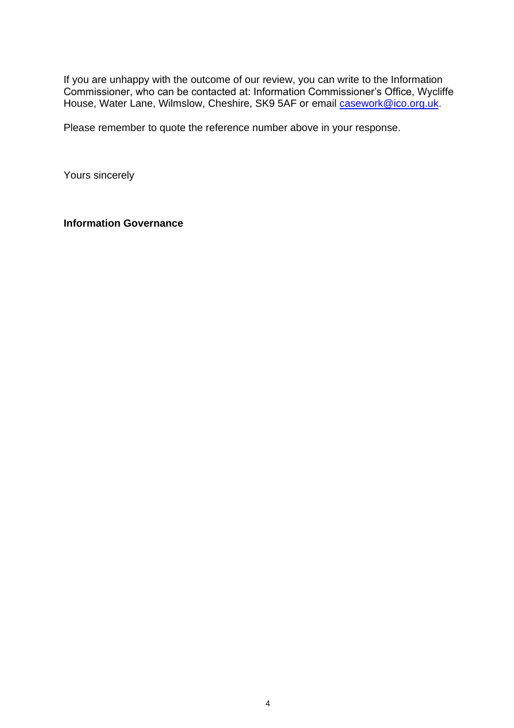If you are unhappy with the outcome of our review, you can write to the Information Commissioner, who can be contacted at: Information Commissioner's Office, Wycliffe House, Water Lane, Wilmslow, Cheshire, SK9 5AF or email casework@ico.org.uk.

Please remember to quote the reference number above in your response.

Yours sincerely

**Information Governance**